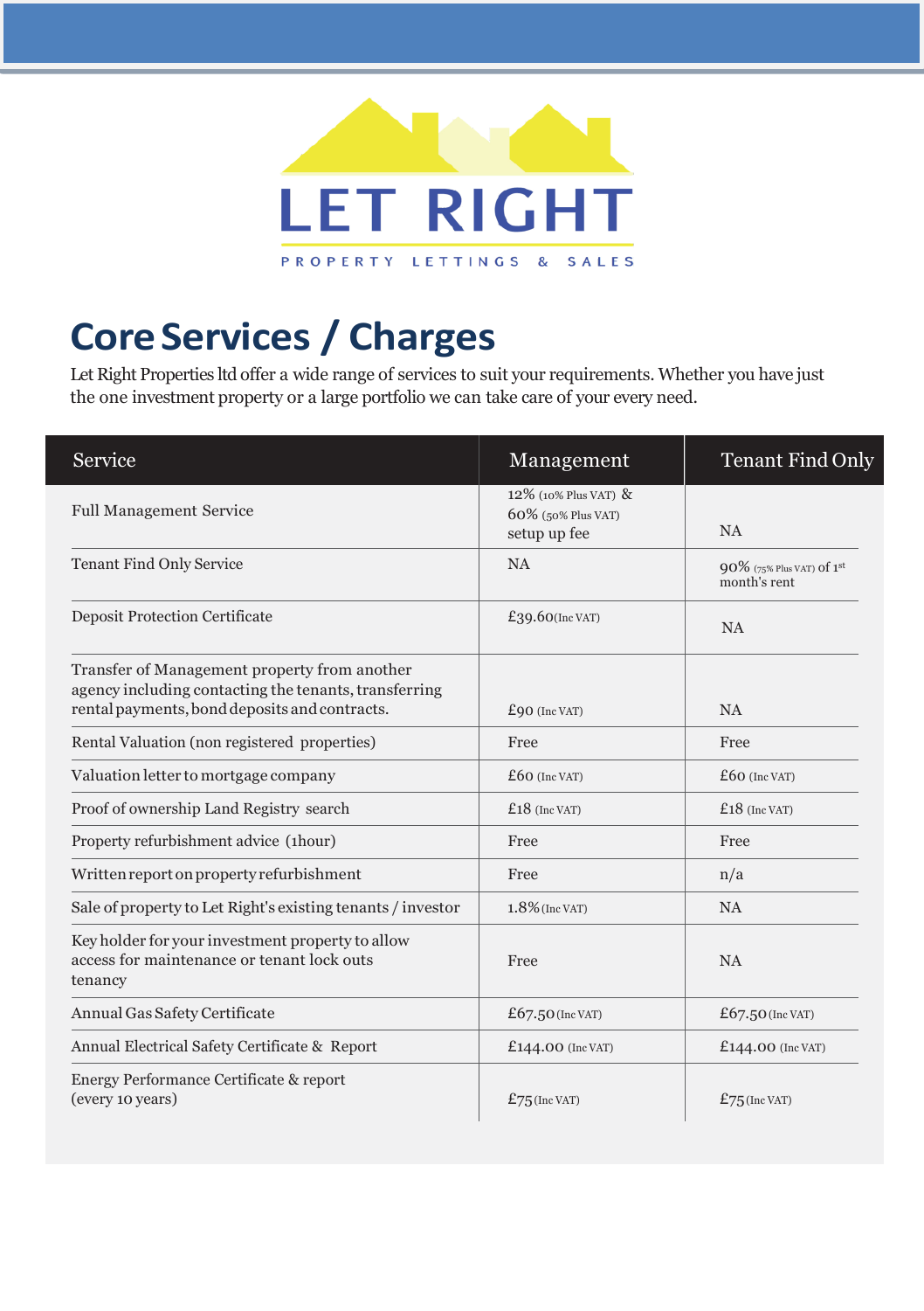LET RIGHT

PROPERTY LETTINGS & SALES

# Core Services / Charges

Let Right Properties ltd offer a wide range of services to suit your requirements. Whether you have just the one investment property or a large portfolio we can take care of your every need.

| Service | Management | Tenant Find Only |
|---|---|---|
| Full Management Service | 12% (10% Plus VAT) & 60% (50% Plus VAT) setup up fee | NA |
| Tenant Find Only Service | NA | 90% (75% Plus VAT) of 1st month's rent |
| Deposit Protection Certificate | £39.60(Inc VAT) | NA |
| Transfer of Management property from another agency including contacting the tenants, transferring rental payments, bond deposits and contracts. | £90 (Inc VAT) | NA |
| Rental Valuation (non registered properties) | Free | Free |
| Valuation letter to mortgage company | £60 (Inc VAT) | £60 (Inc VAT) |
| Proof of ownership Land Registry search | £18 (Inc VAT) | £18 (Inc VAT) |
| Property refurbishment advice (1hour) | Free | Free |
| Written report on property refurbishment | Free | n/a |
| Sale of property to Let Right's existing tenants / investor | 1.8% (Inc VAT) | NA |
| Key holder for your investment property to allow access for maintenance or tenant lock outs tenancy | Free | NA |
| Annual Gas Safety Certificate | £67.50 (Inc VAT) | £67.50 (Inc VAT) |
| Annual Electrical Safety Certificate & Report | £144.00 (Inc VAT) | £144.00 (Inc VAT) |
| Energy Performance Certificate & report (every 10 years) | £75 (Inc VAT) | £75 (Inc VAT) |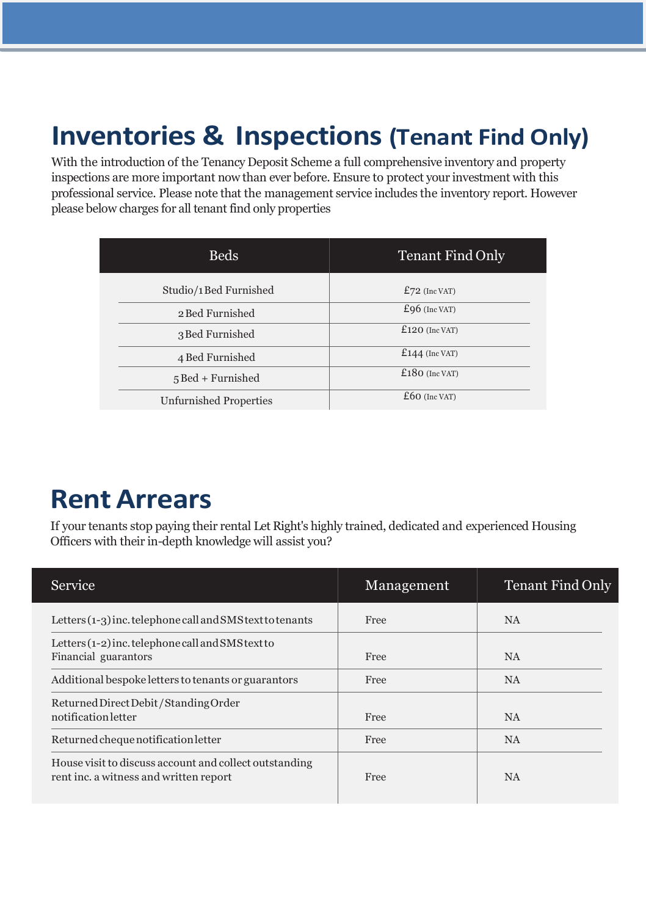# Inventories & Inspections (Tenant Find Only)

With the introduction of the Tenancy Deposit Scheme a full comprehensive inventory and property inspections are more important now than ever before. Ensure to protect your investment with this professional service. Please note that the management service includes the inventory report. However please below charges for all tenant find only properties

| Beds | Tenant Find Only |
|---|---|
| Studio/1 Bed Furnished | £72 (Inc VAT) |
| 2 Bed Furnished | £96 (Inc VAT) |
| 3 Bed Furnished | £120 (Inc VAT) |
| 4 Bed Furnished | £144 (Inc VAT) |
| 5 Bed + Furnished | £180 (Inc VAT) |
| Unfurnished Properties | £60 (Inc VAT) |

# Rent Arrears

If your tenants stop paying their rental Let Right's highly trained, dedicated and experienced Housing Officers with their in-depth knowledge will assist you?

| Service | Management | Tenant Find Only |
|---|---|---|
| Letters (1-3) inc. telephone call and SMS text to tenants | Free | NA |
| Letters (1-2) inc. telephone call and SMS text to Financial guarantors | Free | NA |
| Additional bespoke letters to tenants or guarantors | Free | NA |
| Returned Direct Debit / Standing Order notification letter | Free | NA |
| Returned cheque notification letter | Free | NA |
| House visit to discuss account and collect outstanding rent inc. a witness and written report | Free | NA |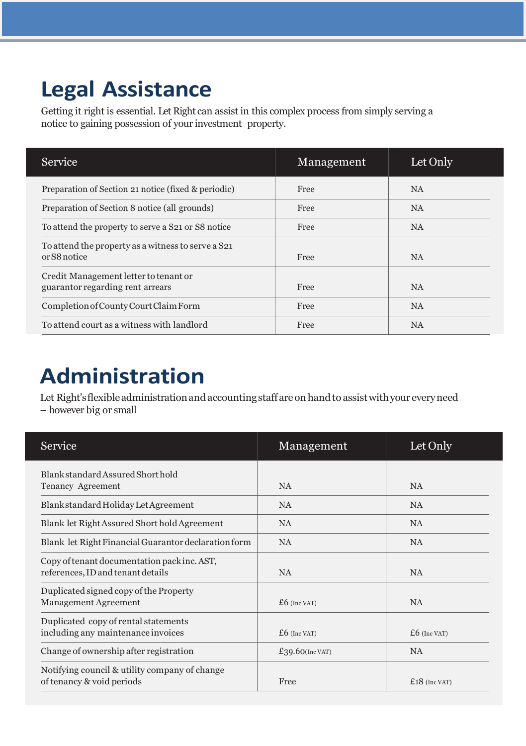# Legal Assistance

Getting it right is essential. Let Right can assist in this complex process from simply serving a notice to gaining possession of your investment property.

| Service | Management | Let Only |
|---|---|---|
| Preparation of Section 21 notice (fixed & periodic) | Free | NA |
| Preparation of Section 8 notice (all grounds) | Free | NA |
| To attend the property to serve a S21 or S8 notice | Free | NA |
| To attend the property as a witness to serve a S21 or S8 notice | Free | NA |
| Credit Management letter to tenant or guarantor regarding rent arrears | Free | NA |
| Completion of County Court Claim Form | Free | NA |
| To attend court as a witness with landlord | Free | NA |

# Administration

Let Right's flexible administration and accounting staff are on hand to assist with your every need – however big or small

| Service | Management | Let Only |
|---|---|---|
| Blank standard Assured Short hold Tenancy Agreement | NA | NA |
| Blank standard Holiday Let Agreement | NA | NA |
| Blank let Right Assured Short hold Agreement | NA | NA |
| Blank let Right Financial Guarantor declaration form | NA | NA |
| Copy of tenant documentation pack inc. AST, references, ID and tenant details | NA | NA |
| Duplicated signed copy of the Property Management Agreement | £6 (Inc VAT) | NA |
| Duplicated copy of rental statements including any maintenance invoices | £6 (Inc VAT) | £6 (Inc VAT) |
| Change of ownership after registration | £39.60 (Inc VAT) | NA |
| Notifying council & utility company of change of tenancy & void periods | Free | £18 (Inc VAT) |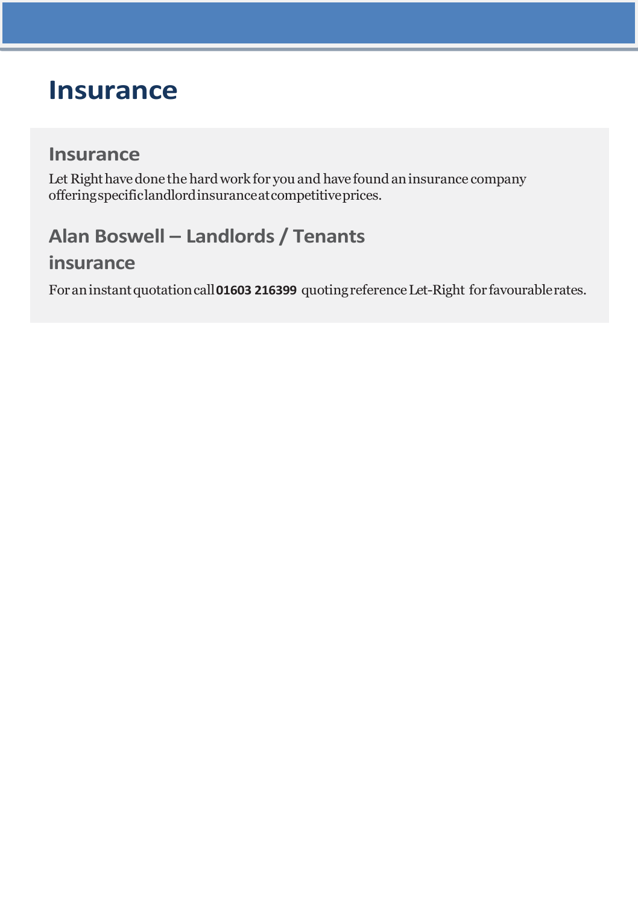# Insurance

## Insurance

Let Right have done the hard work for you and have found an insurance company offering specific landlord insurance at competitive prices.

## Alan Boswell – Landlords / Tenants insurance

For an instant quotation call **01603 216399** quoting reference Let-Right for favourable rates.